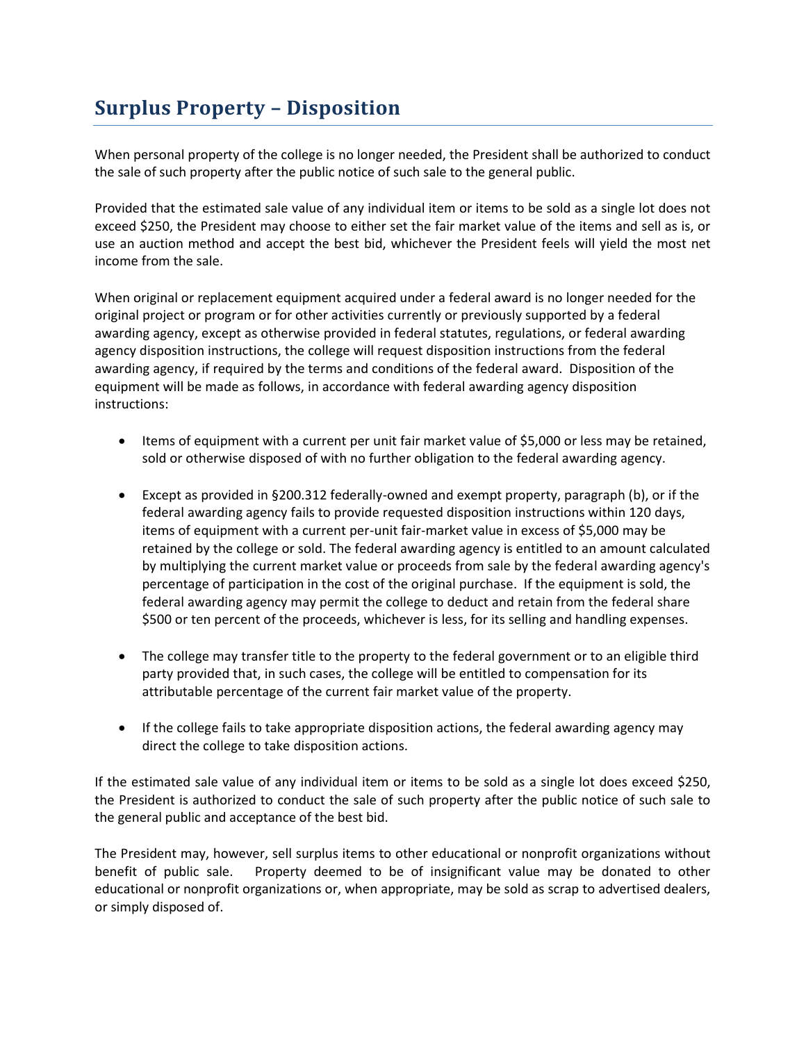# Surplus Property – Disposition

When personal property of the college is no longer needed, the President shall be authorized to conduct the sale of such property after the public notice of such sale to the general public.

Provided that the estimated sale value of any individual item or items to be sold as a single lot does not exceed $250, the President may choose to either set the fair market value of the items and sell as is, or use an auction method and accept the best bid, whichever the President feels will yield the most net income from the sale.

When original or replacement equipment acquired under a federal award is no longer needed for the original project or program or for other activities currently or previously supported by a federal awarding agency, except as otherwise provided in federal statutes, regulations, or federal awarding agency disposition instructions, the college will request disposition instructions from the federal awarding agency, if required by the terms and conditions of the federal award. Disposition of the equipment will be made as follows, in accordance with federal awarding agency disposition instructions:

- Items of equipment with a current per unit fair market value of $5,000 or less may be retained, sold or otherwise disposed of with no further obligation to the federal awarding agency.
- Except as provided in §200.312 federally-owned and exempt property, paragraph (b), or if the federal awarding agency fails to provide requested disposition instructions within 120 days, items of equipment with a current per-unit fair-market value in excess of $5,000 may be retained by the college or sold. The federal awarding agency is entitled to an amount calculated by multiplying the current market value or proceeds from sale by the federal awarding agency's percentage of participation in the cost of the original purchase. If the equipment is sold, the federal awarding agency may permit the college to deduct and retain from the federal share $500 or ten percent of the proceeds, whichever is less, for its selling and handling expenses.
- The college may transfer title to the property to the federal government or to an eligible third party provided that, in such cases, the college will be entitled to compensation for its attributable percentage of the current fair market value of the property.
- If the college fails to take appropriate disposition actions, the federal awarding agency may direct the college to take disposition actions.

If the estimated sale value of any individual item or items to be sold as a single lot does exceed $250, the President is authorized to conduct the sale of such property after the public notice of such sale to the general public and acceptance of the best bid.

The President may, however, sell surplus items to other educational or nonprofit organizations without benefit of public sale. Property deemed to be of insignificant value may be donated to other educational or nonprofit organizations or, when appropriate, may be sold as scrap to advertised dealers, or simply disposed of.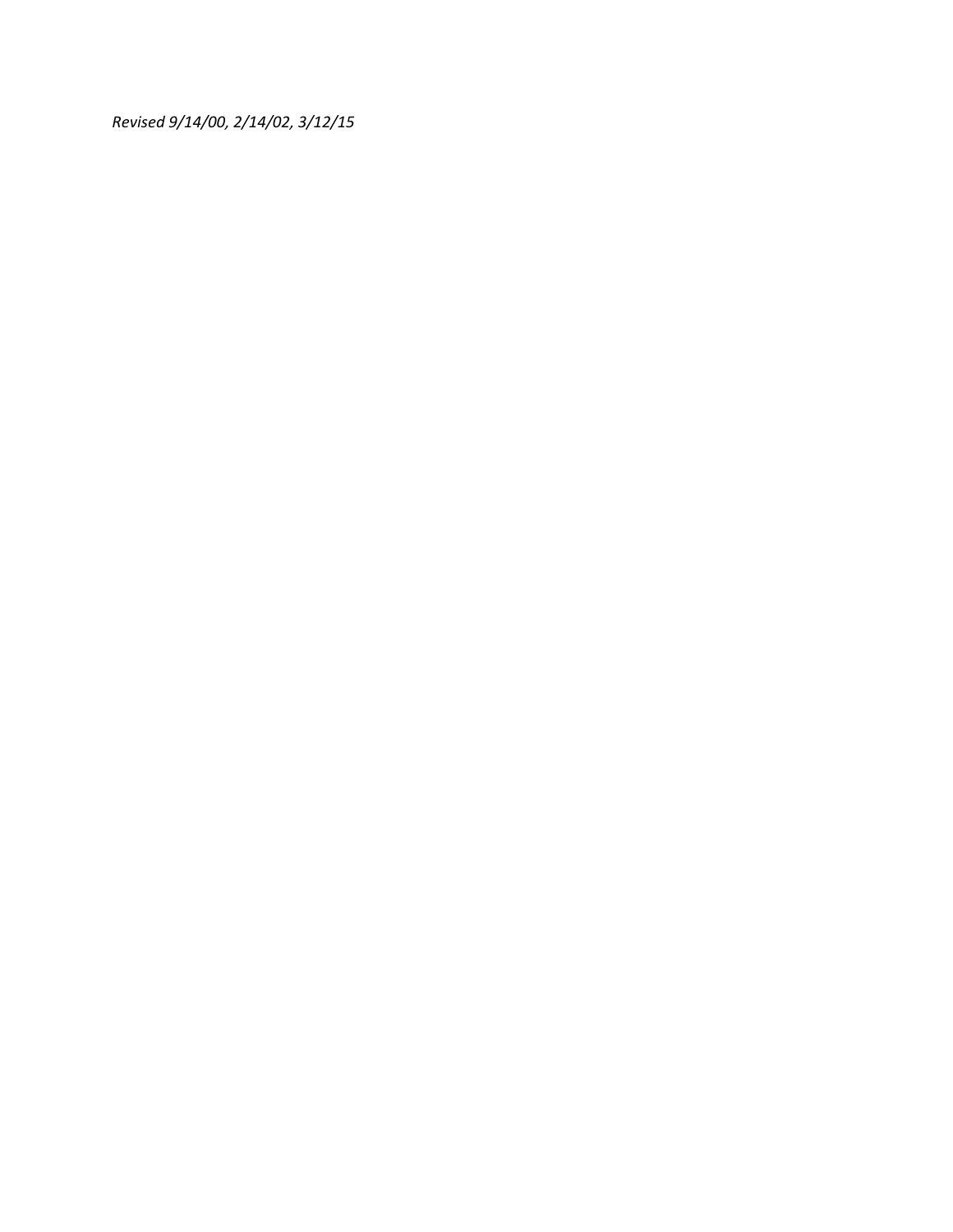*Revised 9/14/00, 2/14/02, 3/12/15*